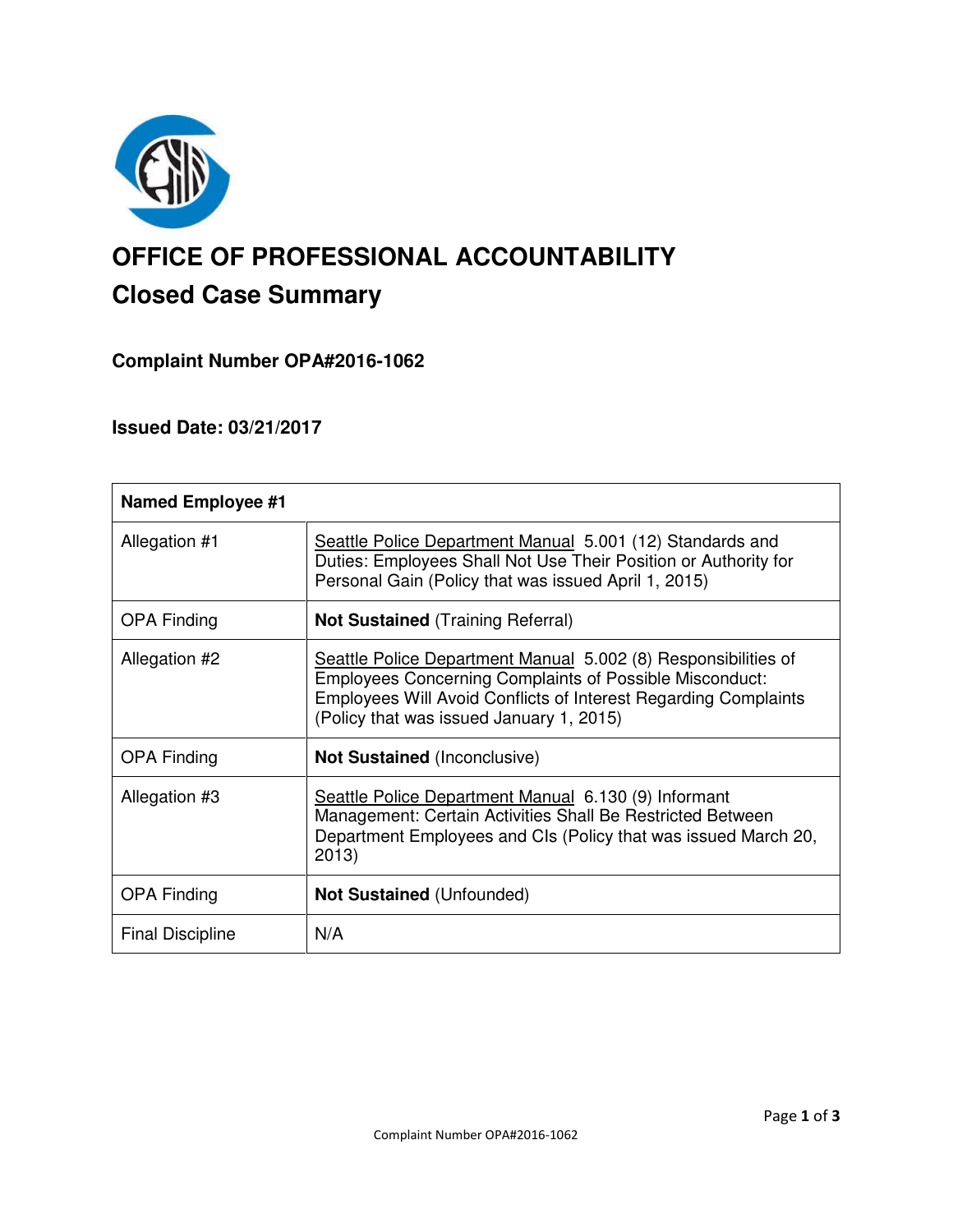# OFFICE OF PROFESSIONAL ACCOUNTABILITY

## Closed Case Summary

### Complaint Number OPA#2016-1062

### Issued Date: 03/21/2017

| **Named Employee #1** | |
|---|---|
| Allegation #1 | Seattle Police Department Manual 5.001 (12) Standards and Duties: Employees Shall Not Use Their Position or Authority for Personal Gain (Policy that was issued April 1, 2015) |
| OPA Finding | **Not Sustained** (Training Referral) |
| Allegation #2 | Seattle Police Department Manual 5.002 (8) Responsibilities of Employees Concerning Complaints of Possible Misconduct: Employees Will Avoid Conflicts of Interest Regarding Complaints (Policy that was issued January 1, 2015) |
| OPA Finding | **Not Sustained** (Inconclusive) |
| Allegation #3 | Seattle Police Department Manual 6.130 (9) Informant Management: Certain Activities Shall Be Restricted Between Department Employees and CIs (Policy that was issued March 20, 2013) |
| OPA Finding | **Not Sustained** (Unfounded) |
| Final Discipline | N/A |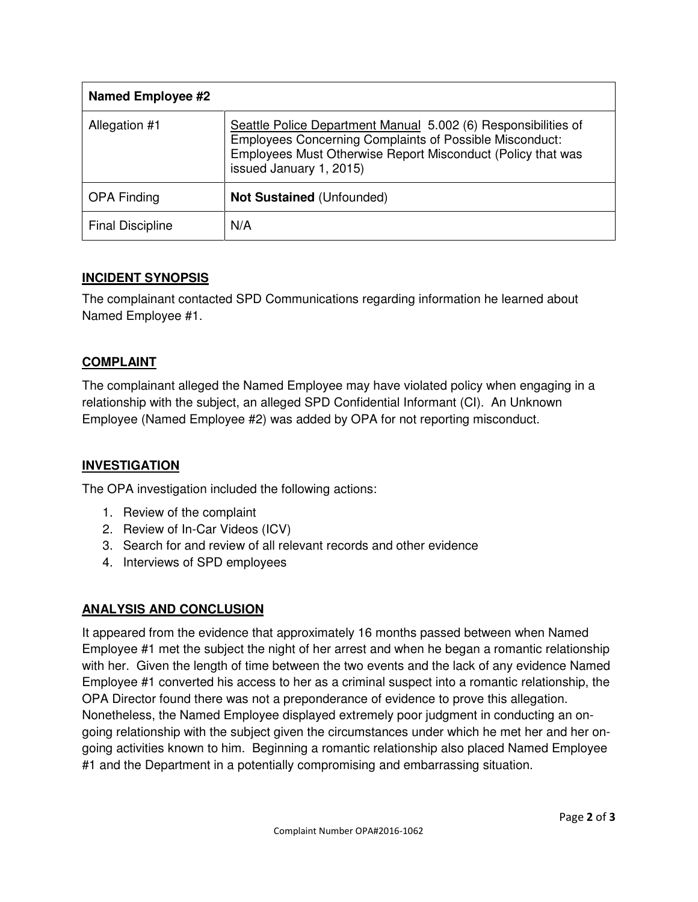| Named Employee #2 | |
|---|---|
| Allegation #1 | Seattle Police Department Manual 5.002 (6) Responsibilities of Employees Concerning Complaints of Possible Misconduct: Employees Must Otherwise Report Misconduct (Policy that was issued January 1, 2015) |
| OPA Finding | **Not Sustained** (Unfounded) |
| Final Discipline | N/A |

## INCIDENT SYNOPSIS

The complainant contacted SPD Communications regarding information he learned about Named Employee #1.

## COMPLAINT

The complainant alleged the Named Employee may have violated policy when engaging in a relationship with the subject, an alleged SPD Confidential Informant (CI). An Unknown Employee (Named Employee #2) was added by OPA for not reporting misconduct.

## INVESTIGATION

The OPA investigation included the following actions:

1. Review of the complaint
2. Review of In-Car Videos (ICV)
3. Search for and review of all relevant records and other evidence
4. Interviews of SPD employees

## ANALYSIS AND CONCLUSION

It appeared from the evidence that approximately 16 months passed between when Named Employee #1 met the subject the night of her arrest and when he began a romantic relationship with her. Given the length of time between the two events and the lack of any evidence Named Employee #1 converted his access to her as a criminal suspect into a romantic relationship, the OPA Director found there was not a preponderance of evidence to prove this allegation. Nonetheless, the Named Employee displayed extremely poor judgment in conducting an on-going relationship with the subject given the circumstances under which he met her and her on-going activities known to him. Beginning a romantic relationship also placed Named Employee #1 and the Department in a potentially compromising and embarrassing situation.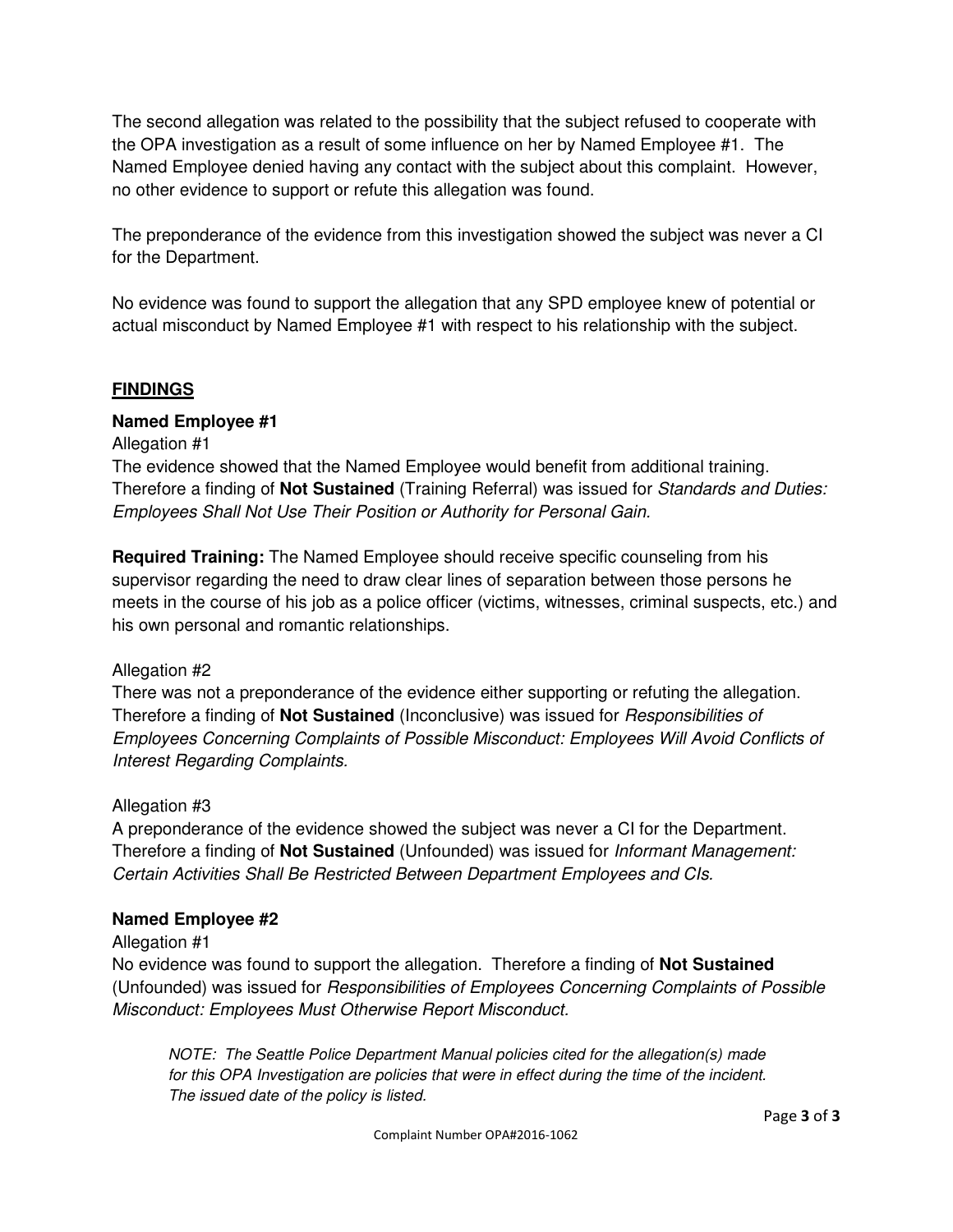The second allegation was related to the possibility that the subject refused to cooperate with the OPA investigation as a result of some influence on her by Named Employee #1. The Named Employee denied having any contact with the subject about this complaint. However, no other evidence to support or refute this allegation was found.

The preponderance of the evidence from this investigation showed the subject was never a CI for the Department.

No evidence was found to support the allegation that any SPD employee knew of potential or actual misconduct by Named Employee #1 with respect to his relationship with the subject.

## FINDINGS

**Named Employee #1**

Allegation #1
The evidence showed that the Named Employee would benefit from additional training. Therefore a finding of **Not Sustained** (Training Referral) was issued for *Standards and Duties: Employees Shall Not Use Their Position or Authority for Personal Gain.*

**Required Training:** The Named Employee should receive specific counseling from his supervisor regarding the need to draw clear lines of separation between those persons he meets in the course of his job as a police officer (victims, witnesses, criminal suspects, etc.) and his own personal and romantic relationships.

Allegation #2
There was not a preponderance of the evidence either supporting or refuting the allegation. Therefore a finding of **Not Sustained** (Inconclusive) was issued for *Responsibilities of Employees Concerning Complaints of Possible Misconduct: Employees Will Avoid Conflicts of Interest Regarding Complaints.*

Allegation #3
A preponderance of the evidence showed the subject was never a CI for the Department. Therefore a finding of **Not Sustained** (Unfounded) was issued for *Informant Management: Certain Activities Shall Be Restricted Between Department Employees and CIs.*

**Named Employee #2**

Allegation #1
No evidence was found to support the allegation. Therefore a finding of **Not Sustained** (Unfounded) was issued for *Responsibilities of Employees Concerning Complaints of Possible Misconduct: Employees Must Otherwise Report Misconduct.*

> *NOTE: The Seattle Police Department Manual policies cited for the allegation(s) made for this OPA Investigation are policies that were in effect during the time of the incident. The issued date of the policy is listed.*

Complaint Number OPA#2016-1062